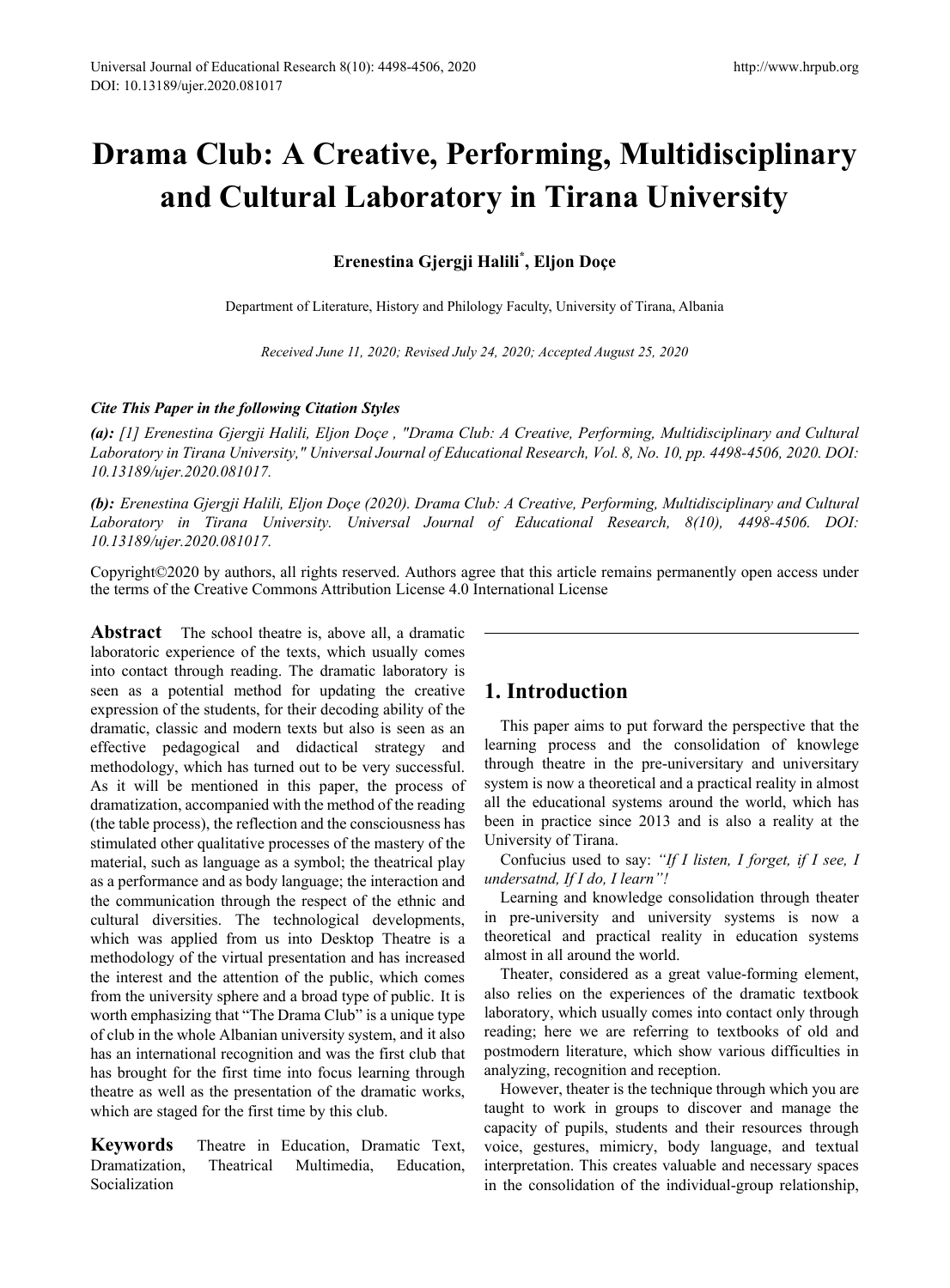# Drama Club: A Creative, Performing, Multidisciplinary and Cultural Laboratory in Tirana University

**Erenestina Gjergji Halili[*], Eljon Doçe**

Department of Literature, History and Philology Faculty, University of Tirana, Albania

*Received June 11, 2020; Revised July 24, 2020; Accepted August 25, 2020*

***Cite This Paper in the following Citation Styles***

***(a):*** *[1] Erenestina Gjergji Halili, Eljon Doçe , "Drama Club: A Creative, Performing, Multidisciplinary and Cultural Laboratory in Tirana University," Universal Journal of Educational Research, Vol. 8, No. 10, pp. 4498-4506, 2020. DOI: 10.13189/ujer.2020.081017.*

***(b):*** *Erenestina Gjergji Halili, Eljon Doçe (2020). Drama Club: A Creative, Performing, Multidisciplinary and Cultural Laboratory in Tirana University. Universal Journal of Educational Research, 8(10), 4498-4506. DOI: 10.13189/ujer.2020.081017.*

Copyright©2020 by authors, all rights reserved. Authors agree that this article remains permanently open access under the terms of the Creative Commons Attribution License 4.0 International License

**Abstract** The school theatre is, above all, a dramatic laboratoric experience of the texts, which usually comes into contact through reading. The dramatic laboratory is seen as a potential method for updating the creative expression of the students, for their decoding ability of the dramatic, classic and modern texts but also is seen as an effective pedagogical and didactical strategy and methodology, which has turned out to be very successful. As it will be mentioned in this paper, the process of dramatization, accompanied with the method of the reading (the table process), the reflection and the consciousness has stimulated other qualitative processes of the mastery of the material, such as language as a symbol; the theatrical play as a performance and as body language; the interaction and the communication through the respect of the ethnic and cultural diversities. The technological developments, which was applied from us into Desktop Theatre is a methodology of the virtual presentation and has increased the interest and the attention of the public, which comes from the university sphere and a broad type of public. It is worth emphasizing that "The Drama Club" is a unique type of club in the whole Albanian university system, and it also has an international recognition and was the first club that has brought for the first time into focus learning through theatre as well as the presentation of the dramatic works, which are staged for the first time by this club.

**Keywords** Theatre in Education, Dramatic Text, Dramatization, Theatrical Multimedia, Education, Socialization

## 1. Introduction

This paper aims to put forward the perspective that the learning process and the consolidation of knowlege through theatre in the pre-universitary and universitary system is now a theoretical and a practical reality in almost all the educational systems around the world, which has been in practice since 2013 and is also a reality at the University of Tirana.

Confucius used to say: *"If I listen, I forget, if I see, I undersatnd, If I do, I learn"!*

Learning and knowledge consolidation through theater in pre-university and university systems is now a theoretical and practical reality in education systems almost in all around the world.

Theater, considered as a great value-forming element, also relies on the experiences of the dramatic textbook laboratory, which usually comes into contact only through reading; here we are referring to textbooks of old and postmodern literature, which show various difficulties in analyzing, recognition and reception.

However, theater is the technique through which you are taught to work in groups to discover and manage the capacity of pupils, students and their resources through voice, gestures, mimicry, body language, and textual interpretation. This creates valuable and necessary spaces in the consolidation of the individual-group relationship,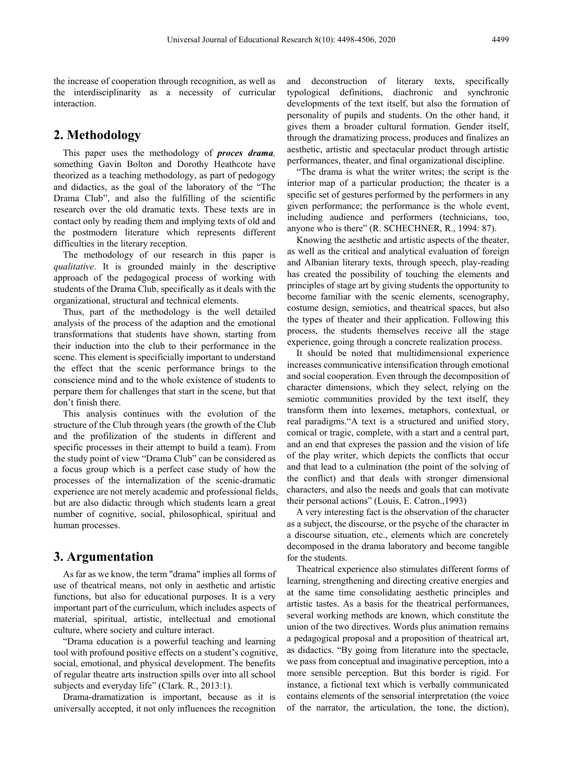the increase of cooperation through recognition, as well as the interdisciplinarity as a necessity of curricular interaction.

## 2. Methodology

This paper uses the methodology of ***proces drama,*** something Gavin Bolton and Dorothy Heathcote have theorized as a teaching methodology, as part of pedogogy and didactics, as the goal of the laboratory of the "The Drama Club", and also the fulfilling of the scientific research over the old dramatic texts. These texts are in contact only by reading them and implying texts of old and the postmodern literature which represents different difficulties in the literary reception.

The methodology of our research in this paper is *qualitative*. It is grounded mainly in the descriptive approach of the pedagogical process of working with students of the Drama Club, specifically as it deals with the organizational, structural and technical elements.

Thus, part of the methodology is the well detailed analysis of the process of the adaption and the emotional transformations that students have shown, starting from their induction into the club to their performance in the scene. This element is specificially important to understand the effect that the scenic performance brings to the conscience mind and to the whole existence of students to perpare them for challenges that start in the scene, but that don't finish there.

This analysis continues with the evolution of the structure of the Club through years (the growth of the Club and the profilization of the students in different and specific processes in their attempt to build a team). From the study point of view "Drama Club" can be considered as a focus group which is a perfect case study of how the processes of the internalization of the scenic-dramatic experience are not merely academic and professional fields, but are also didactic through which students learn a great number of cognitive, social, philosophical, spiritual and human processes.

## 3. Argumentation

As far as we know, the term "drama" implies all forms of use of theatrical means, not only in aesthetic and artistic functions, but also for educational purposes. It is a very important part of the curriculum, which includes aspects of material, spiritual, artistic, intellectual and emotional culture, where society and culture interact.

"Drama education is a powerful teaching and learning tool with profound positive effects on a student's cognitive, social, emotional, and physical development. The benefits of regular theatre arts instruction spills over into all school subjects and everyday life" (Clark. R., 2013:1).

Drama-dramatization is important, because as it is universally accepted, it not only influences the recognition and deconstruction of literary texts, specifically typological definitions, diachronic and synchronic developments of the text itself, but also the formation of personality of pupils and students. On the other hand, it gives them a broader cultural formation. Gender itself, through the dramatizing process, produces and finalizes an aesthetic, artistic and spectacular product through artistic performances, theater, and final organizational discipline.

"The drama is what the writer writes; the script is the interior map of a particular production; the theater is a specific set of gestures performed by the performers in any given performance; the performance is the whole event, including audience and performers (technicians, too, anyone who is there" (R. SCHECHNER, R., 1994: 87).

Knowing the aesthetic and artistic aspects of the theater, as well as the critical and analytical evaluation of foreign and Albanian literary texts, through speech, play-reading has created the possibility of touching the elements and principles of stage art by giving students the opportunity to become familiar with the scenic elements, scenography, costume design, semiotics, and theatrical spaces, but also the types of theater and their application. Following this process, the students themselves receive all the stage experience, going through a concrete realization process.

It should be noted that multidimensional experience increases communicative intensification through emotional and social cooperation. Even through the decomposition of character dimensions, which they select, relying on the semiotic communities provided by the text itself, they transform them into lexemes, metaphors, contextual, or real paradigms."A text is a structured and unified story, comical or tragic, complete, with a start and a central part, and an end that expreses the passion and the vision of life of the play writer, which depicts the conflicts that occur and that lead to a culmination (the point of the solving of the conflict) and that deals with stronger dimensional characters, and also the needs and goals that can motivate their personal actions" (Louis, E. Catron.,1993)

A very interesting fact is the observation of the character as a subject, the discourse, or the psyche of the character in a discourse situation, etc., elements which are concretely decomposed in the drama laboratory and become tangible for the students.

Theatrical experience also stimulates different forms of learning, strengthening and directing creative energies and at the same time consolidating aesthetic principles and artistic tastes. As a basis for the theatrical performances, several working methods are known, which constitute the union of the two directives. Words plus animation remains a pedagogical proposal and a proposition of theatrical art, as didactics. "By going from literature into the spectacle, we pass from conceptual and imaginative perception, into a more sensible perception. But this border is rigid. For instance, a fictional text which is verbally communicated contains elements of the sensorial interpretation (the voice of the narrator, the articulation, the tone, the diction),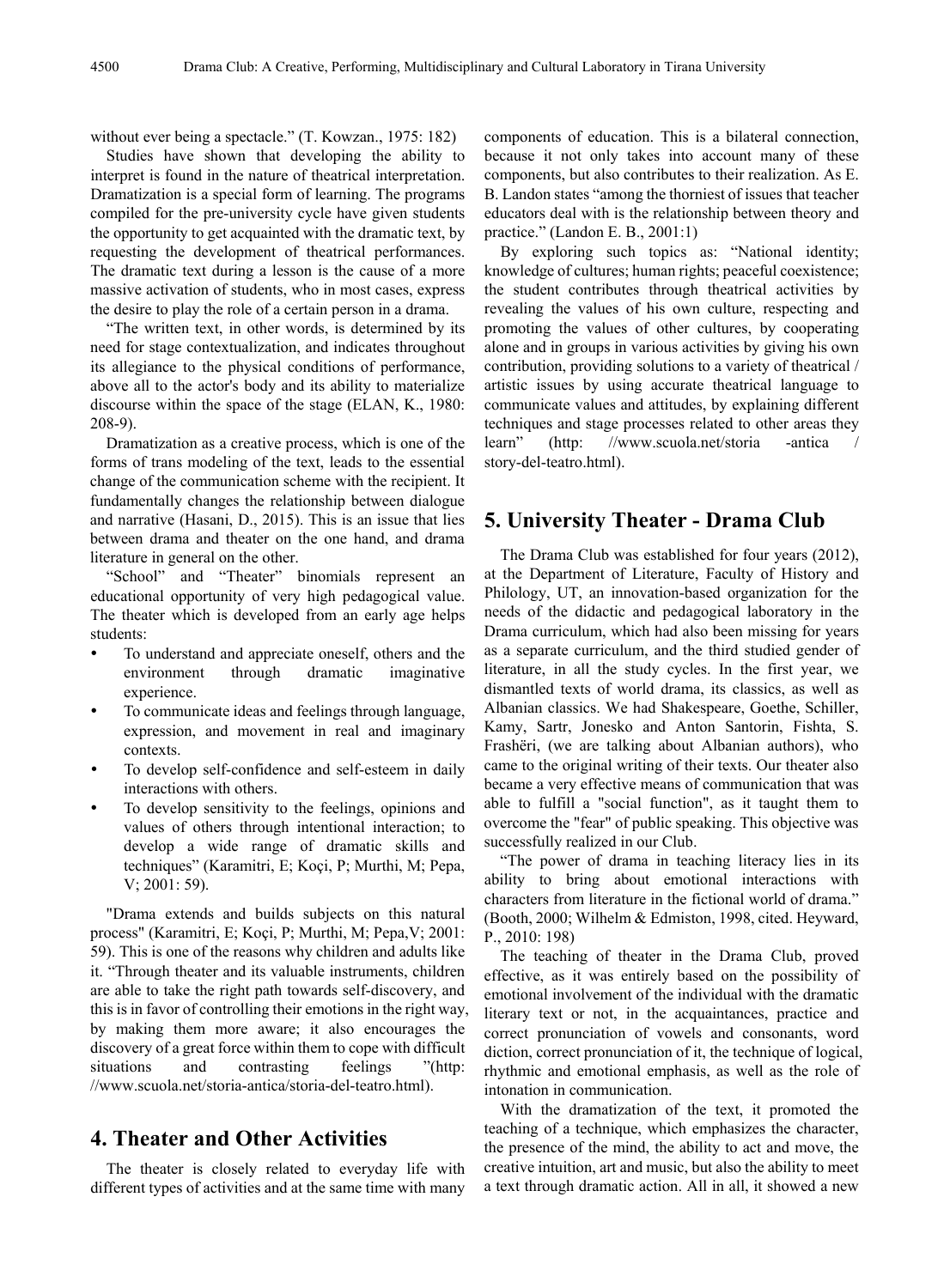without ever being a spectacle." (T. Kowzan., 1975: 182)

Studies have shown that developing the ability to interpret is found in the nature of theatrical interpretation. Dramatization is a special form of learning. The programs compiled for the pre-university cycle have given students the opportunity to get acquainted with the dramatic text, by requesting the development of theatrical performances. The dramatic text during a lesson is the cause of a more massive activation of students, who in most cases, express the desire to play the role of a certain person in a drama.

"The written text, in other words, is determined by its need for stage contextualization, and indicates throughout its allegiance to the physical conditions of performance, above all to the actor's body and its ability to materialize discourse within the space of the stage (ELAN, K., 1980: 208-9).

Dramatization as a creative process, which is one of the forms of trans modeling of the text, leads to the essential change of the communication scheme with the recipient. It fundamentally changes the relationship between dialogue and narrative (Hasani, D., 2015). This is an issue that lies between drama and theater on the one hand, and drama literature in general on the other.

"School" and "Theater" binomials represent an educational opportunity of very high pedagogical value. The theater which is developed from an early age helps students:

- To understand and appreciate oneself, others and the environment through dramatic imaginative experience.
- To communicate ideas and feelings through language, expression, and movement in real and imaginary contexts.
- To develop self-confidence and self-esteem in daily interactions with others.
- To develop sensitivity to the feelings, opinions and values of others through intentional interaction; to develop a wide range of dramatic skills and techniques" (Karamitri, E; Koçi, P; Murthi, M; Pepa, V; 2001: 59).

"Drama extends and builds subjects on this natural process" (Karamitri, E; Koçi, P; Murthi, M; Pepa,V; 2001: 59). This is one of the reasons why children and adults like it. "Through theater and its valuable instruments, children are able to take the right path towards self-discovery, and this is in favor of controlling their emotions in the right way, by making them more aware; it also encourages the discovery of a great force within them to cope with difficult situations and contrasting feelings "(http: //www.scuola.net/storia-antica/storia-del-teatro.html).

## 4. Theater and Other Activities

The theater is closely related to everyday life with different types of activities and at the same time with many components of education. This is a bilateral connection, because it not only takes into account many of these components, but also contributes to their realization. As E. B. Landon states "among the thorniest of issues that teacher educators deal with is the relationship between theory and practice." (Landon E. B., 2001:1)

By exploring such topics as: "National identity; knowledge of cultures; human rights; peaceful coexistence; the student contributes through theatrical activities by revealing the values of his own culture, respecting and promoting the values of other cultures, by cooperating alone and in groups in various activities by giving his own contribution, providing solutions to a variety of theatrical / artistic issues by using accurate theatrical language to communicate values and attitudes, by explaining different techniques and stage processes related to other areas they learn" (http: //www.scuola.net/storia -antica / story-del-teatro.html).

## 5. University Theater - Drama Club

The Drama Club was established for four years (2012), at the Department of Literature, Faculty of History and Philology, UT, an innovation-based organization for the needs of the didactic and pedagogical laboratory in the Drama curriculum, which had also been missing for years as a separate curriculum, and the third studied gender of literature, in all the study cycles. In the first year, we dismantled texts of world drama, its classics, as well as Albanian classics. We had Shakespeare, Goethe, Schiller, Kamy, Sartr, Jonesko and Anton Santorin, Fishta, S. Frashëri, (we are talking about Albanian authors), who came to the original writing of their texts. Our theater also became a very effective means of communication that was able to fulfill a "social function", as it taught them to overcome the "fear" of public speaking. This objective was successfully realized in our Club.

"The power of drama in teaching literacy lies in its ability to bring about emotional interactions with characters from literature in the fictional world of drama." (Booth, 2000; Wilhelm & Edmiston, 1998, cited. Heyward, P., 2010: 198)

The teaching of theater in the Drama Club, proved effective, as it was entirely based on the possibility of emotional involvement of the individual with the dramatic literary text or not, in the acquaintances, practice and correct pronunciation of vowels and consonants, word diction, correct pronunciation of it, the technique of logical, rhythmic and emotional emphasis, as well as the role of intonation in communication.

With the dramatization of the text, it promoted the teaching of a technique, which emphasizes the character, the presence of the mind, the ability to act and move, the creative intuition, art and music, but also the ability to meet a text through dramatic action. All in all, it showed a new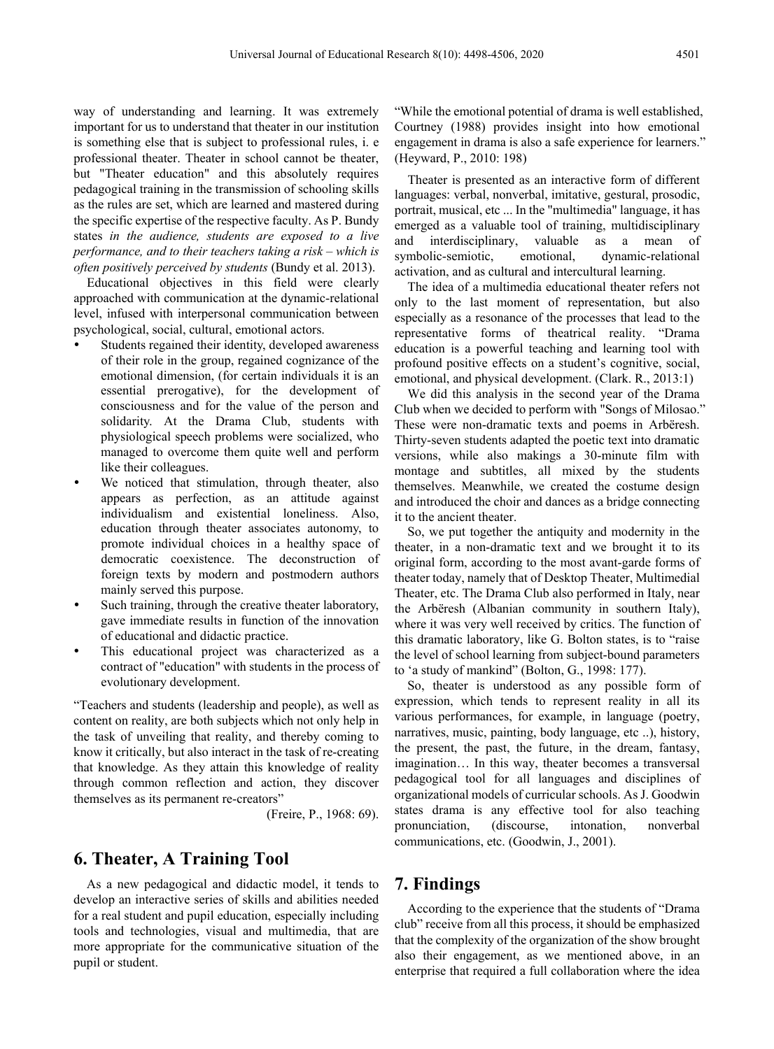way of understanding and learning. It was extremely important for us to understand that theater in our institution is something else that is subject to professional rules, i. e professional theater. Theater in school cannot be theater, but "Theater education" and this absolutely requires pedagogical training in the transmission of schooling skills as the rules are set, which are learned and mastered during the specific expertise of the respective faculty. As P. Bundy states *in the audience, students are exposed to a live performance, and to their teachers taking a risk – which is often positively perceived by students* (Bundy et al. 2013).

Educational objectives in this field were clearly approached with communication at the dynamic-relational level, infused with interpersonal communication between psychological, social, cultural, emotional actors.

- Students regained their identity, developed awareness of their role in the group, regained cognizance of the emotional dimension, (for certain individuals it is an essential prerogative), for the development of consciousness and for the value of the person and solidarity. At the Drama Club, students with physiological speech problems were socialized, who managed to overcome them quite well and perform like their colleagues.
- We noticed that stimulation, through theater, also appears as perfection, as an attitude against individualism and existential loneliness. Also, education through theater associates autonomy, to promote individual choices in a healthy space of democratic coexistence. The deconstruction of foreign texts by modern and postmodern authors mainly served this purpose.
- Such training, through the creative theater laboratory, gave immediate results in function of the innovation of educational and didactic practice.
- This educational project was characterized as a contract of "education" with students in the process of evolutionary development.

"Teachers and students (leadership and people), as well as content on reality, are both subjects which not only help in the task of unveiling that reality, and thereby coming to know it critically, but also interact in the task of re-creating that knowledge. As they attain this knowledge of reality through common reflection and action, they discover themselves as its permanent re-creators"

(Freire, P., 1968: 69).

## 6. Theater, A Training Tool

As a new pedagogical and didactic model, it tends to develop an interactive series of skills and abilities needed for a real student and pupil education, especially including tools and technologies, visual and multimedia, that are more appropriate for the communicative situation of the pupil or student.

"While the emotional potential of drama is well established, Courtney (1988) provides insight into how emotional engagement in drama is also a safe experience for learners." (Heyward, P., 2010: 198)

Theater is presented as an interactive form of different languages: verbal, nonverbal, imitative, gestural, prosodic, portrait, musical, etc ... In the "multimedia" language, it has emerged as a valuable tool of training, multidisciplinary and interdisciplinary, valuable as a mean of symbolic-semiotic, emotional, dynamic-relational activation, and as cultural and intercultural learning.

The idea of a multimedia educational theater refers not only to the last moment of representation, but also especially as a resonance of the processes that lead to the representative forms of theatrical reality. "Drama education is a powerful teaching and learning tool with profound positive effects on a student's cognitive, social, emotional, and physical development. (Clark. R., 2013:1)

We did this analysis in the second year of the Drama Club when we decided to perform with "Songs of Milosao." These were non-dramatic texts and poems in Arbëresh. Thirty-seven students adapted the poetic text into dramatic versions, while also makings a 30-minute film with montage and subtitles, all mixed by the students themselves. Meanwhile, we created the costume design and introduced the choir and dances as a bridge connecting it to the ancient theater.

So, we put together the antiquity and modernity in the theater, in a non-dramatic text and we brought it to its original form, according to the most avant-garde forms of theater today, namely that of Desktop Theater, Multimedial Theater, etc. The Drama Club also performed in Italy, near the Arbëresh (Albanian community in southern Italy), where it was very well received by critics. The function of this dramatic laboratory, like G. Bolton states, is to "raise the level of school learning from subject-bound parameters to 'a study of mankind" (Bolton, G., 1998: 177).

So, theater is understood as any possible form of expression, which tends to represent reality in all its various performances, for example, in language (poetry, narratives, music, painting, body language, etc ..), history, the present, the past, the future, in the dream, fantasy, imagination… In this way, theater becomes a transversal pedagogical tool for all languages and disciplines of organizational models of curricular schools. As J. Goodwin states drama is any effective tool for also teaching pronunciation, (discourse, intonation, nonverbal communications, etc. (Goodwin, J., 2001).

## 7. Findings

According to the experience that the students of "Drama club" receive from all this process, it should be emphasized that the complexity of the organization of the show brought also their engagement, as we mentioned above, in an enterprise that required a full collaboration where the idea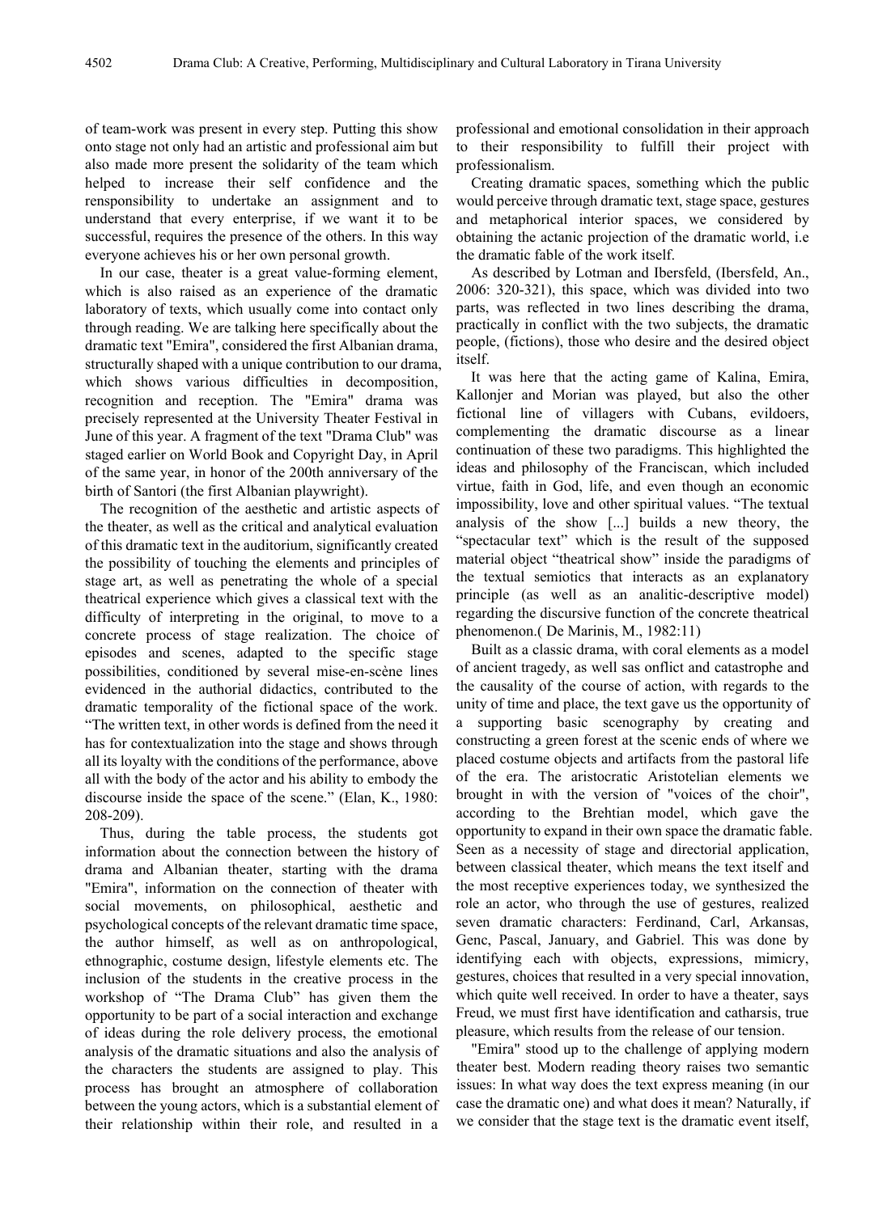of team-work was present in every step. Putting this show onto stage not only had an artistic and professional aim but also made more present the solidarity of the team which helped to increase their self confidence and the rensponsibility to undertake an assignment and to understand that every enterprise, if we want it to be successful, requires the presence of the others. In this way everyone achieves his or her own personal growth.

In our case, theater is a great value-forming element, which is also raised as an experience of the dramatic laboratory of texts, which usually come into contact only through reading. We are talking here specifically about the dramatic text "Emira", considered the first Albanian drama, structurally shaped with a unique contribution to our drama, which shows various difficulties in decomposition, recognition and reception. The "Emira" drama was precisely represented at the University Theater Festival in June of this year. A fragment of the text "Drama Club" was staged earlier on World Book and Copyright Day, in April of the same year, in honor of the 200th anniversary of the birth of Santori (the first Albanian playwright).

The recognition of the aesthetic and artistic aspects of the theater, as well as the critical and analytical evaluation of this dramatic text in the auditorium, significantly created the possibility of touching the elements and principles of stage art, as well as penetrating the whole of a special theatrical experience which gives a classical text with the difficulty of interpreting in the original, to move to a concrete process of stage realization. The choice of episodes and scenes, adapted to the specific stage possibilities, conditioned by several mise-en-scène lines evidenced in the authorial didactics, contributed to the dramatic temporality of the fictional space of the work. "The written text, in other words is defined from the need it has for contextualization into the stage and shows through all its loyalty with the conditions of the performance, above all with the body of the actor and his ability to embody the discourse inside the space of the scene." (Elan, K., 1980: 208-209).

Thus, during the table process, the students got information about the connection between the history of drama and Albanian theater, starting with the drama "Emira", information on the connection of theater with social movements, on philosophical, aesthetic and psychological concepts of the relevant dramatic time space, the author himself, as well as on anthropological, ethnographic, costume design, lifestyle elements etc. The inclusion of the students in the creative process in the workshop of "The Drama Club" has given them the opportunity to be part of a social interaction and exchange of ideas during the role delivery process, the emotional analysis of the dramatic situations and also the analysis of the characters the students are assigned to play. This process has brought an atmosphere of collaboration between the young actors, which is a substantial element of their relationship within their role, and resulted in a professional and emotional consolidation in their approach to their responsibility to fulfill their project with professionalism.

Creating dramatic spaces, something which the public would perceive through dramatic text, stage space, gestures and metaphorical interior spaces, we considered by obtaining the actanic projection of the dramatic world, i.e the dramatic fable of the work itself.

As described by Lotman and Ibersfeld, (Ibersfeld, An., 2006: 320-321), this space, which was divided into two parts, was reflected in two lines describing the drama, practically in conflict with the two subjects, the dramatic people, (fictions), those who desire and the desired object itself.

It was here that the acting game of Kalina, Emira, Kallonjer and Morian was played, but also the other fictional line of villagers with Cubans, evildoers, complementing the dramatic discourse as a linear continuation of these two paradigms. This highlighted the ideas and philosophy of the Franciscan, which included virtue, faith in God, life, and even though an economic impossibility, love and other spiritual values. "The textual analysis of the show [...] builds a new theory, the "spectacular text" which is the result of the supposed material object "theatrical show" inside the paradigms of the textual semiotics that interacts as an explanatory principle (as well as an analitic-descriptive model) regarding the discursive function of the concrete theatrical phenomenon.( De Marinis, M., 1982:11)

Built as a classic drama, with coral elements as a model of ancient tragedy, as well sas onflict and catastrophe and the causality of the course of action, with regards to the unity of time and place, the text gave us the opportunity of a supporting basic scenography by creating and constructing a green forest at the scenic ends of where we placed costume objects and artifacts from the pastoral life of the era. The aristocratic Aristotelian elements we brought in with the version of "voices of the choir", according to the Brehtian model, which gave the opportunity to expand in their own space the dramatic fable. Seen as a necessity of stage and directorial application, between classical theater, which means the text itself and the most receptive experiences today, we synthesized the role an actor, who through the use of gestures, realized seven dramatic characters: Ferdinand, Carl, Arkansas, Genc, Pascal, January, and Gabriel. This was done by identifying each with objects, expressions, mimicry, gestures, choices that resulted in a very special innovation, which quite well received. In order to have a theater, says Freud, we must first have identification and catharsis, true pleasure, which results from the release of our tension.

"Emira" stood up to the challenge of applying modern theater best. Modern reading theory raises two semantic issues: In what way does the text express meaning (in our case the dramatic one) and what does it mean? Naturally, if we consider that the stage text is the dramatic event itself,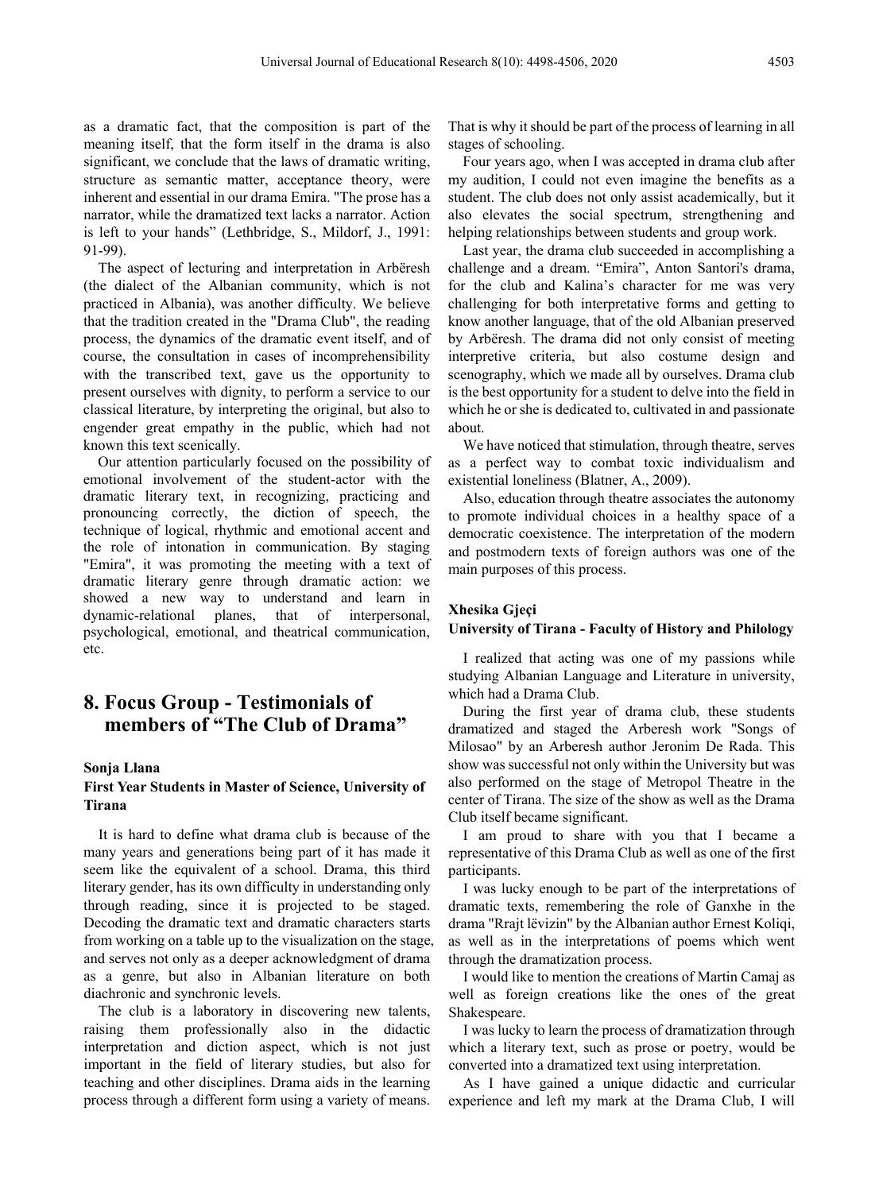as a dramatic fact, that the composition is part of the meaning itself, that the form itself in the drama is also significant, we conclude that the laws of dramatic writing, structure as semantic matter, acceptance theory, were inherent and essential in our drama Emira. "The prose has a narrator, while the dramatized text lacks a narrator. Action is left to your hands" (Lethbridge, S., Mildorf, J., 1991: 91-99).

The aspect of lecturing and interpretation in Arbëresh (the dialect of the Albanian community, which is not practiced in Albania), was another difficulty. We believe that the tradition created in the "Drama Club", the reading process, the dynamics of the dramatic event itself, and of course, the consultation in cases of incomprehensibility with the transcribed text, gave us the opportunity to present ourselves with dignity, to perform a service to our classical literature, by interpreting the original, but also to engender great empathy in the public, which had not known this text scenically.

Our attention particularly focused on the possibility of emotional involvement of the student-actor with the dramatic literary text, in recognizing, practicing and pronouncing correctly, the diction of speech, the technique of logical, rhythmic and emotional accent and the role of intonation in communication. By staging "Emira", it was promoting the meeting with a text of dramatic literary genre through dramatic action: we showed a new way to understand and learn in dynamic-relational planes, that of interpersonal, psychological, emotional, and theatrical communication, etc.

# 8. Focus Group - Testimonials of members of "The Club of Drama"

**Sonja Llana**

**First Year Students in Master of Science, University of Tirana**

It is hard to define what drama club is because of the many years and generations being part of it has made it seem like the equivalent of a school. Drama, this third literary gender, has its own difficulty in understanding only through reading, since it is projected to be staged. Decoding the dramatic text and dramatic characters starts from working on a table up to the visualization on the stage, and serves not only as a deeper acknowledgment of drama as a genre, but also in Albanian literature on both diachronic and synchronic levels.

The club is a laboratory in discovering new talents, raising them professionally also in the didactic interpretation and diction aspect, which is not just important in the field of literary studies, but also for teaching and other disciplines. Drama aids in the learning process through a different form using a variety of means. That is why it should be part of the process of learning in all stages of schooling.

Four years ago, when I was accepted in drama club after my audition, I could not even imagine the benefits as a student. The club does not only assist academically, but it also elevates the social spectrum, strengthening and helping relationships between students and group work.

Last year, the drama club succeeded in accomplishing a challenge and a dream. "Emira", Anton Santori's drama, for the club and Kalina's character for me was very challenging for both interpretative forms and getting to know another language, that of the old Albanian preserved by Arbëresh. The drama did not only consist of meeting interpretive criteria, but also costume design and scenography, which we made all by ourselves. Drama club is the best opportunity for a student to delve into the field in which he or she is dedicated to, cultivated in and passionate about.

We have noticed that stimulation, through theatre, serves as a perfect way to combat toxic individualism and existential loneliness (Blatner, A., 2009).

Also, education through theatre associates the autonomy to promote individual choices in a healthy space of a democratic coexistence. The interpretation of the modern and postmodern texts of foreign authors was one of the main purposes of this process.

**Xhesika Gjeçi**

**University of Tirana - Faculty of History and Philology**

I realized that acting was one of my passions while studying Albanian Language and Literature in university, which had a Drama Club.

During the first year of drama club, these students dramatized and staged the Arberesh work "Songs of Milosao" by an Arberesh author Jeronim De Rada. This show was successful not only within the University but was also performed on the stage of Metropol Theatre in the center of Tirana. The size of the show as well as the Drama Club itself became significant.

I am proud to share with you that I became a representative of this Drama Club as well as one of the first participants.

I was lucky enough to be part of the interpretations of dramatic texts, remembering the role of Ganxhe in the drama "Rrajt lëvizin" by the Albanian author Ernest Koliqi, as well as in the interpretations of poems which went through the dramatization process.

I would like to mention the creations of Martin Camaj as well as foreign creations like the ones of the great Shakespeare.

I was lucky to learn the process of dramatization through which a literary text, such as prose or poetry, would be converted into a dramatized text using interpretation.

As I have gained a unique didactic and curricular experience and left my mark at the Drama Club, I will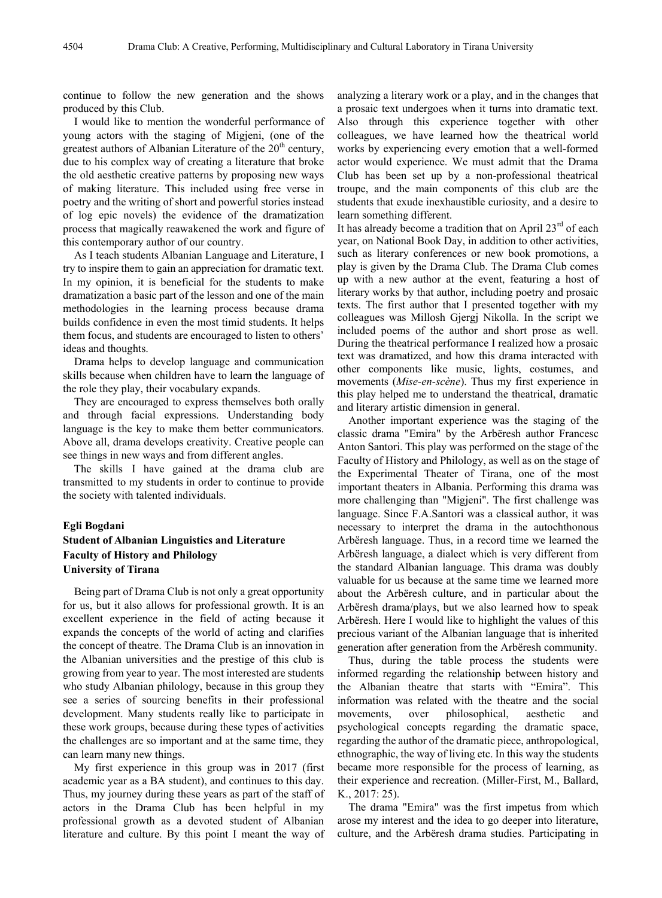continue to follow the new generation and the shows produced by this Club.

I would like to mention the wonderful performance of young actors with the staging of Migjeni, (one of the greatest authors of Albanian Literature of the 20th century, due to his complex way of creating a literature that broke the old aesthetic creative patterns by proposing new ways of making literature. This included using free verse in poetry and the writing of short and powerful stories instead of log epic novels) the evidence of the dramatization process that magically reawakened the work and figure of this contemporary author of our country.

As I teach students Albanian Language and Literature, I try to inspire them to gain an appreciation for dramatic text. In my opinion, it is beneficial for the students to make dramatization a basic part of the lesson and one of the main methodologies in the learning process because drama builds confidence in even the most timid students. It helps them focus, and students are encouraged to listen to others' ideas and thoughts.

Drama helps to develop language and communication skills because when children have to learn the language of the role they play, their vocabulary expands.

They are encouraged to express themselves both orally and through facial expressions. Understanding body language is the key to make them better communicators. Above all, drama develops creativity. Creative people can see things in new ways and from different angles.

The skills I have gained at the drama club are transmitted to my students in order to continue to provide the society with talented individuals.

**Egli Bogdani**
**Student of Albanian Linguistics and Literature**
**Faculty of History and Philology**
**University of Tirana**

Being part of Drama Club is not only a great opportunity for us, but it also allows for professional growth. It is an excellent experience in the field of acting because it expands the concepts of the world of acting and clarifies the concept of theatre. The Drama Club is an innovation in the Albanian universities and the prestige of this club is growing from year to year. The most interested are students who study Albanian philology, because in this group they see a series of sourcing benefits in their professional development. Many students really like to participate in these work groups, because during these types of activities the challenges are so important and at the same time, they can learn many new things.

My first experience in this group was in 2017 (first academic year as a BA student), and continues to this day. Thus, my journey during these years as part of the staff of actors in the Drama Club has been helpful in my professional growth as a devoted student of Albanian literature and culture. By this point I meant the way of analyzing a literary work or a play, and in the changes that a prosaic text undergoes when it turns into dramatic text. Also through this experience together with other colleagues, we have learned how the theatrical world works by experiencing every emotion that a well-formed actor would experience. We must admit that the Drama Club has been set up by a non-professional theatrical troupe, and the main components of this club are the students that exude inexhaustible curiosity, and a desire to learn something different.

It has already become a tradition that on April 23rd of each year, on National Book Day, in addition to other activities, such as literary conferences or new book promotions, a play is given by the Drama Club. The Drama Club comes up with a new author at the event, featuring a host of literary works by that author, including poetry and prosaic texts. The first author that I presented together with my colleagues was Millosh Gjergj Nikolla. In the script we included poems of the author and short prose as well. During the theatrical performance I realized how a prosaic text was dramatized, and how this drama interacted with other components like music, lights, costumes, and movements (*Mise-en-scène*). Thus my first experience in this play helped me to understand the theatrical, dramatic and literary artistic dimension in general.

Another important experience was the staging of the classic drama "Emira" by the Arbëresh author Francesc Anton Santori. This play was performed on the stage of the Faculty of History and Philology, as well as on the stage of the Experimental Theater of Tirana, one of the most important theaters in Albania. Performing this drama was more challenging than "Migjeni". The first challenge was language. Since F.A.Santori was a classical author, it was necessary to interpret the drama in the autochthonous Arbëresh language. Thus, in a record time we learned the Arbëresh language, a dialect which is very different from the standard Albanian language. This drama was doubly valuable for us because at the same time we learned more about the Arbëresh culture, and in particular about the Arbëresh drama/plays, but we also learned how to speak Arbëresh. Here I would like to highlight the values of this precious variant of the Albanian language that is inherited generation after generation from the Arbëresh community.

Thus, during the table process the students were informed regarding the relationship between history and the Albanian theatre that starts with "Emira". This information was related with the theatre and the social movements, over philosophical, aesthetic and psychological concepts regarding the dramatic space, regarding the author of the dramatic piece, anthropological, ethnographic, the way of living etc. In this way the students became more responsible for the process of learning, as their experience and recreation. (Miller-First, M., Ballard, K., 2017: 25).

The drama "Emira" was the first impetus from which arose my interest and the idea to go deeper into literature, culture, and the Arbëresh drama studies. Participating in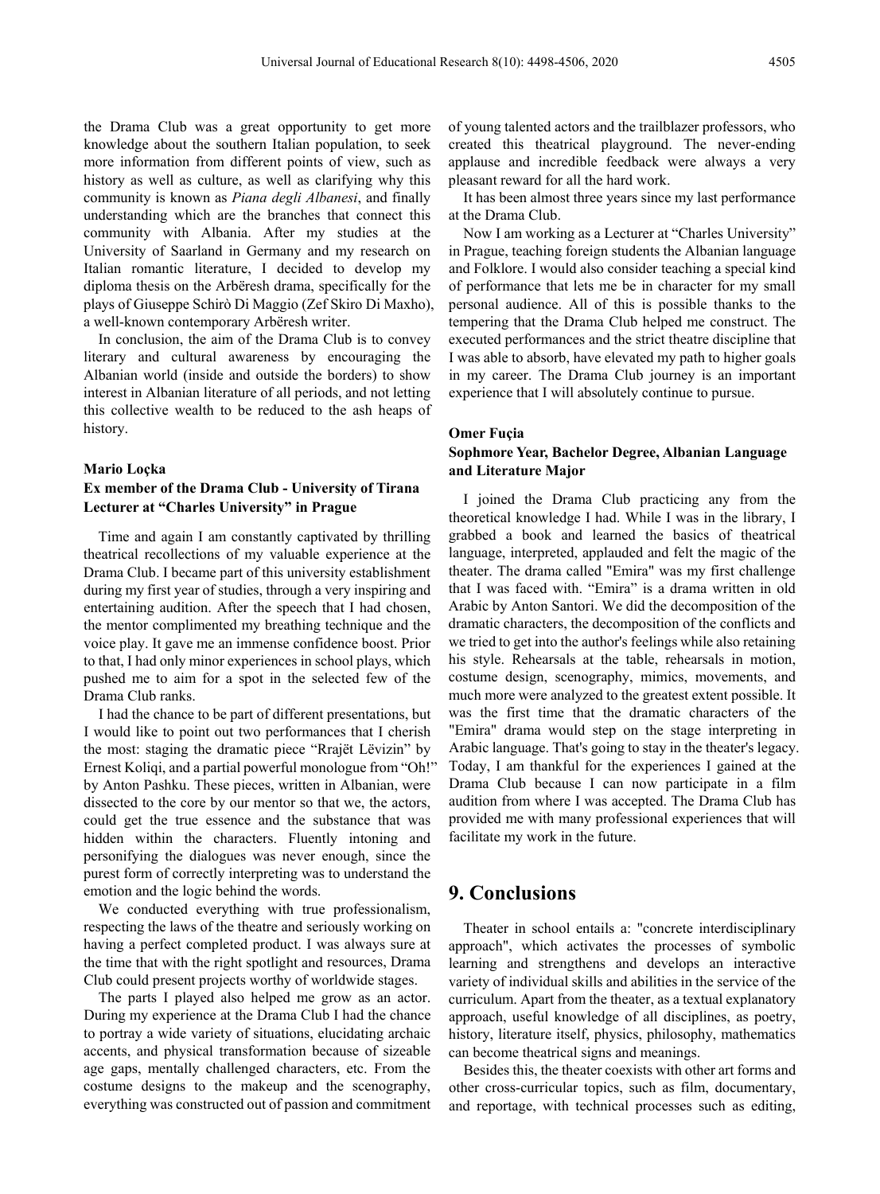the Drama Club was a great opportunity to get more knowledge about the southern Italian population, to seek more information from different points of view, such as history as well as culture, as well as clarifying why this community is known as *Piana degli Albanesi*, and finally understanding which are the branches that connect this community with Albania. After my studies at the University of Saarland in Germany and my research on Italian romantic literature, I decided to develop my diploma thesis on the Arbëresh drama, specifically for the plays of Giuseppe Schirò Di Maggio (Zef Skiro Di Maxho), a well-known contemporary Arbëresh writer.

In conclusion, the aim of the Drama Club is to convey literary and cultural awareness by encouraging the Albanian world (inside and outside the borders) to show interest in Albanian literature of all periods, and not letting this collective wealth to be reduced to the ash heaps of history.

**Mario Loçka**
**Ex member of the Drama Club - University of Tirana**
**Lecturer at "Charles University" in Prague**

Time and again I am constantly captivated by thrilling theatrical recollections of my valuable experience at the Drama Club. I became part of this university establishment during my first year of studies, through a very inspiring and entertaining audition. After the speech that I had chosen, the mentor complimented my breathing technique and the voice play. It gave me an immense confidence boost. Prior to that, I had only minor experiences in school plays, which pushed me to aim for a spot in the selected few of the Drama Club ranks.

I had the chance to be part of different presentations, but I would like to point out two performances that I cherish the most: staging the dramatic piece "Rrajët Lëvizin" by Ernest Koliqi, and a partial powerful monologue from "Oh!" by Anton Pashku. These pieces, written in Albanian, were dissected to the core by our mentor so that we, the actors, could get the true essence and the substance that was hidden within the characters. Fluently intoning and personifying the dialogues was never enough, since the purest form of correctly interpreting was to understand the emotion and the logic behind the words.

We conducted everything with true professionalism, respecting the laws of the theatre and seriously working on having a perfect completed product. I was always sure at the time that with the right spotlight and resources, Drama Club could present projects worthy of worldwide stages.

The parts I played also helped me grow as an actor. During my experience at the Drama Club I had the chance to portray a wide variety of situations, elucidating archaic accents, and physical transformation because of sizeable age gaps, mentally challenged characters, etc. From the costume designs to the makeup and the scenography, everything was constructed out of passion and commitment of young talented actors and the trailblazer professors, who created this theatrical playground. The never-ending applause and incredible feedback were always a very pleasant reward for all the hard work.

It has been almost three years since my last performance at the Drama Club.

Now I am working as a Lecturer at "Charles University" in Prague, teaching foreign students the Albanian language and Folklore. I would also consider teaching a special kind of performance that lets me be in character for my small personal audience. All of this is possible thanks to the tempering that the Drama Club helped me construct. The executed performances and the strict theatre discipline that I was able to absorb, have elevated my path to higher goals in my career. The Drama Club journey is an important experience that I will absolutely continue to pursue.

**Omer Fuçia**
**Sophmore Year, Bachelor Degree, Albanian Language and Literature Major**

I joined the Drama Club practicing any from the theoretical knowledge I had. While I was in the library, I grabbed a book and learned the basics of theatrical language, interpreted, applauded and felt the magic of the theater. The drama called "Emira" was my first challenge that I was faced with. "Emira" is a drama written in old Arabic by Anton Santori. We did the decomposition of the dramatic characters, the decomposition of the conflicts and we tried to get into the author's feelings while also retaining his style. Rehearsals at the table, rehearsals in motion, costume design, scenography, mimics, movements, and much more were analyzed to the greatest extent possible. It was the first time that the dramatic characters of the "Emira" drama would step on the stage interpreting in Arabic language. That's going to stay in the theater's legacy. Today, I am thankful for the experiences I gained at the Drama Club because I can now participate in a film audition from where I was accepted. The Drama Club has provided me with many professional experiences that will facilitate my work in the future.

## 9. Conclusions

Theater in school entails a: "concrete interdisciplinary approach", which activates the processes of symbolic learning and strengthens and develops an interactive variety of individual skills and abilities in the service of the curriculum. Apart from the theater, as a textual explanatory approach, useful knowledge of all disciplines, as poetry, history, literature itself, physics, philosophy, mathematics can become theatrical signs and meanings.

Besides this, the theater coexists with other art forms and other cross-curricular topics, such as film, documentary, and reportage, with technical processes such as editing,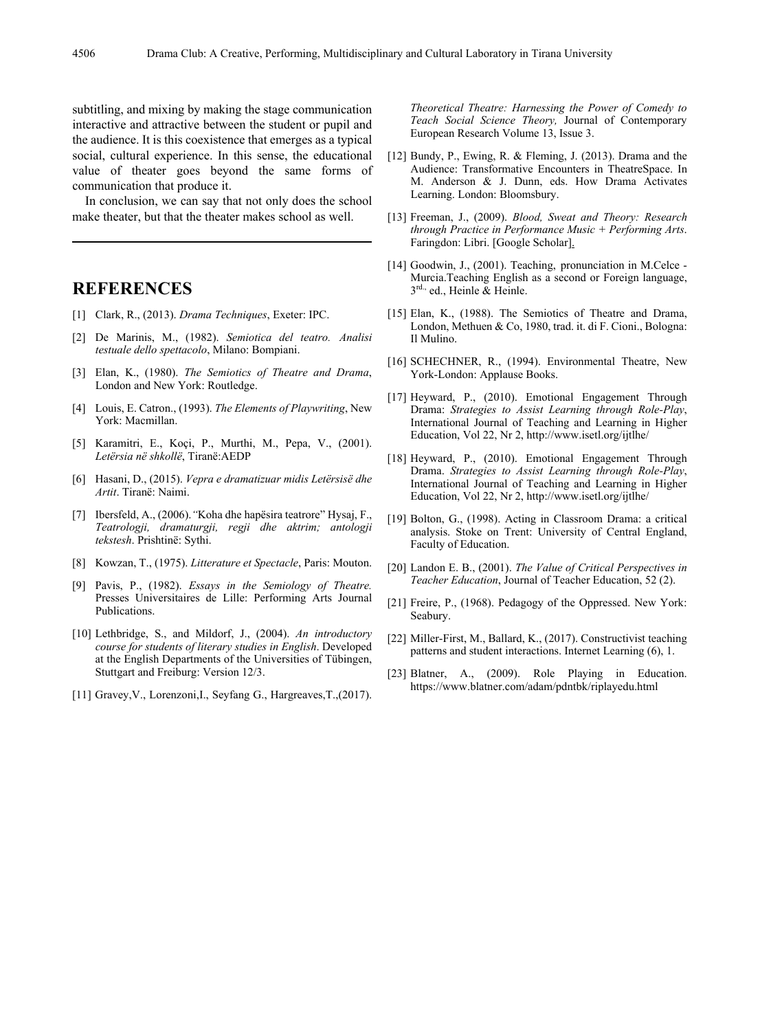subtitling, and mixing by making the stage communication interactive and attractive between the student or pupil and the audience. It is this coexistence that emerges as a typical social, cultural experience. In this sense, the educational value of theater goes beyond the same forms of communication that produce it.

In conclusion, we can say that not only does the school make theater, but that the theater makes school as well.

---

## REFERENCES

[1] Clark, R., (2013). *Drama Techniques*, Exeter: IPC.

[2] De Marinis, M., (1982). *Semiotica del teatro. Analisi testuale dello spettacolo*, Milano: Bompiani.

[3] Elan, K., (1980). *The Semiotics of Theatre and Drama*, London and New York: Routledge.

[4] Louis, E. Catron., (1993). *The Elements of Playwriting*, New York: Macmillan.

[5] Karamitri, E., Koçi, P., Murthi, M., Pepa, V., (2001). *Letërsia në shkollë*, Tiranë:AEDP

[6] Hasani, D., (2015). *Vepra e dramatizuar midis Letërsisë dhe Artit*. Tiranë: Naimi.

[7] Ibersfeld, A., (2006).*"*Koha dhe hapësira teatrore" Hysaj, F., *Teatrologji, dramaturgji, regji dhe aktrim; antologji tekstesh*. Prishtinë: Sythi.

[8] Kowzan, T., (1975). *Litterature et Spectacle*, Paris: Mouton.

[9] Pavis, P., (1982). *Essays in the Semiology of Theatre.* Presses Universitaires de Lille: Performing Arts Journal Publications.

[10] Lethbridge, S., and Mildorf, J., (2004). *An introductory course for students of literary studies in English*. Developed at the English Departments of the Universities of Tübingen, Stuttgart and Freiburg: Version 12/3.

[11] Gravey,V., Lorenzoni,I., Seyfang G., Hargreaves,T.,(2017). *Theoretical Theatre: Harnessing the Power of Comedy to Teach Social Science Theory,* Journal of Contemporary European Research Volume 13, Issue 3.

[12] Bundy, P., Ewing, R. & Fleming, J. (2013). Drama and the Audience: Transformative Encounters in TheatreSpace. In M. Anderson & J. Dunn, eds. How Drama Activates Learning. London: Bloomsbury.

[13] Freeman, J., (2009). *Blood, Sweat and Theory: Research through Practice in Performance Music + Performing Arts*. Faringdon: Libri. [Google Scholar].

[14] Goodwin, J., (2001). Teaching, pronunciation in M.Celce - Murcia.Teaching English as a second or Foreign language, 3rd., ed., Heinle & Heinle.

[15] Elan, K., (1988). The Semiotics of Theatre and Drama, London, Methuen & Co, 1980, trad. it. di F. Cioni., Bologna: Il Mulino.

[16] SCHECHNER, R., (1994). Environmental Theatre, New York-London: Applause Books.

[17] Heyward, P., (2010). Emotional Engagement Through Drama: *Strategies to Assist Learning through Role-Play*, International Journal of Teaching and Learning in Higher Education, Vol 22, Nr 2, http://www.isetl.org/ijtlhe/

[18] Heyward, P., (2010). Emotional Engagement Through Drama. *Strategies to Assist Learning through Role-Play*, International Journal of Teaching and Learning in Higher Education, Vol 22, Nr 2, http://www.isetl.org/ijtlhe/

[19] Bolton, G., (1998). Acting in Classroom Drama: a critical analysis. Stoke on Trent: University of Central England, Faculty of Education.

[20] Landon E. B., (2001). *The Value of Critical Perspectives in Teacher Education*, Journal of Teacher Education, 52 (2).

[21] Freire, P., (1968). Pedagogy of the Oppressed. New York: Seabury.

[22] Miller-First, M., Ballard, K., (2017). Constructivist teaching patterns and student interactions. Internet Learning (6), 1.

[23] Blatner, A., (2009). Role Playing in Education. https://www.blatner.com/adam/pdntbk/riplayedu.html